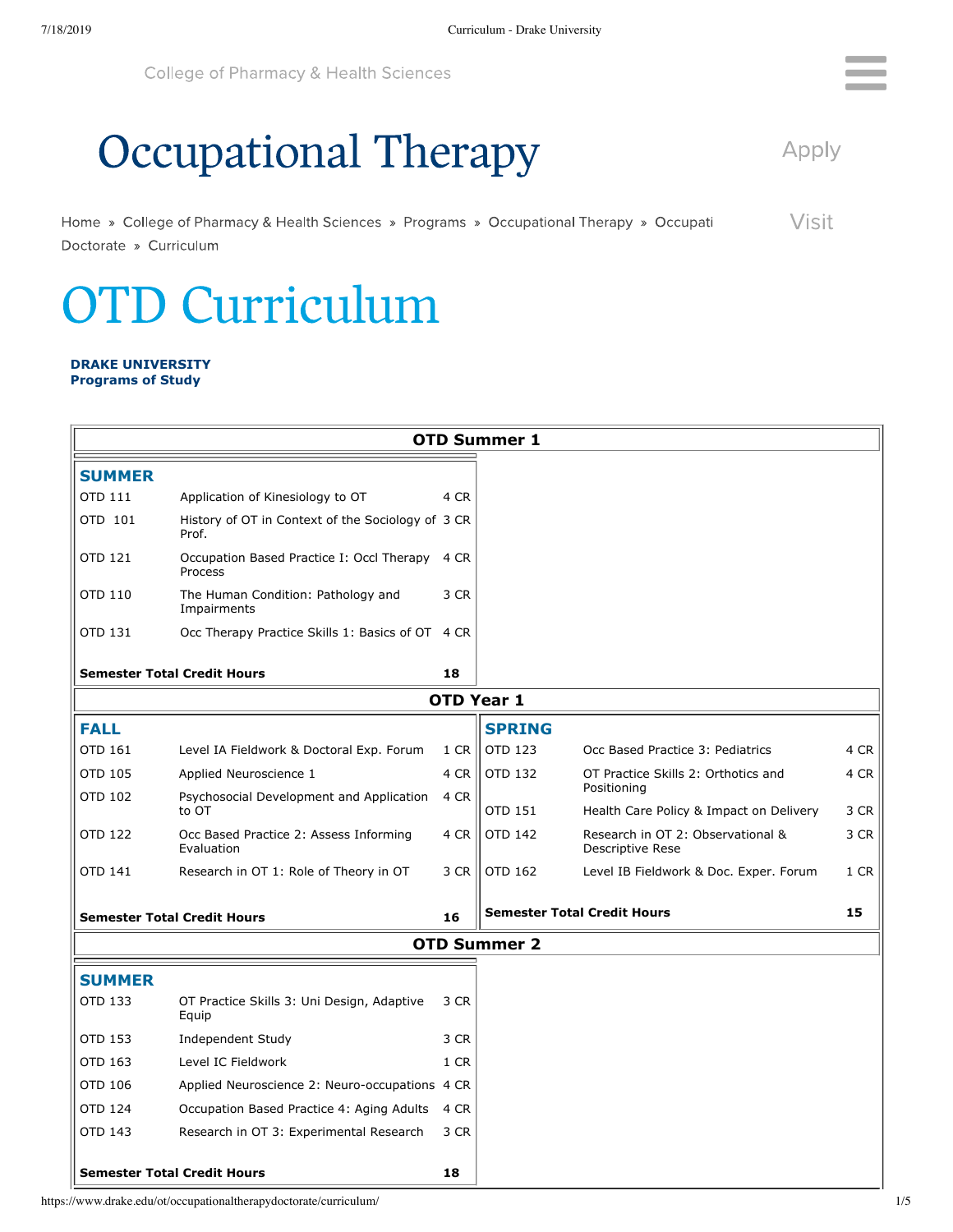College of Pharmacy & Health Sciences

# Occupational Therapy

Apply

Home » College of Pharmacy & Health Sciences » Programs » Occupational Therapy » Occupati Doctorate » Curriculum

Visit

# OTD Curriculum

**DRAKE UNIVERSITY**
**Programs of Study**

## OTD Summer 1

### SUMMER

| Course | Title | Credits |
|---|---|---|
| OTD 111 | Application of Kinesiology to OT | 4 CR |
| OTD 101 | History of OT in Context of the Sociology of Prof. | 3 CR |
| OTD 121 | Occupation Based Practice I: Occl Therapy Process | 4 CR |
| OTD 110 | The Human Condition: Pathology and Impairments | 3 CR |
| OTD 131 | Occ Therapy Practice Skills 1: Basics of OT | 4 CR |
| **Semester Total Credit Hours** | | **18** |

## OTD Year 1

### FALL

| Course | Title | Credits |
|---|---|---|
| OTD 161 | Level IA Fieldwork & Doctoral Exp. Forum | 1 CR |
| OTD 105 | Applied Neuroscience 1 | 4 CR |
| OTD 102 | Psychosocial Development and Application to OT | 4 CR |
| OTD 122 | Occ Based Practice 2: Assess Informing Evaluation | 4 CR |
| OTD 141 | Research in OT 1: Role of Theory in OT | 3 CR |
| **Semester Total Credit Hours** | | **16** |

### SPRING

| Course | Title | Credits |
|---|---|---|
| OTD 123 | Occ Based Practice 3: Pediatrics | 4 CR |
| OTD 132 | OT Practice Skills 2: Orthotics and Positioning | 4 CR |
| OTD 151 | Health Care Policy & Impact on Delivery | 3 CR |
| OTD 142 | Research in OT 2: Observational & Descriptive Rese | 3 CR |
| OTD 162 | Level IB Fieldwork & Doc. Exper. Forum | 1 CR |
| **Semester Total Credit Hours** | | **15** |

## OTD Summer 2

### SUMMER

| Course | Title | Credits |
|---|---|---|
| OTD 133 | OT Practice Skills 3: Uni Design, Adaptive Equip | 3 CR |
| OTD 153 | Independent Study | 3 CR |
| OTD 163 | Level IC Fieldwork | 1 CR |
| OTD 106 | Applied Neuroscience 2: Neuro-occupations | 4 CR |
| OTD 124 | Occupation Based Practice 4: Aging Adults | 4 CR |
| OTD 143 | Research in OT 3: Experimental Research | 3 CR |
| **Semester Total Credit Hours** | | **18** |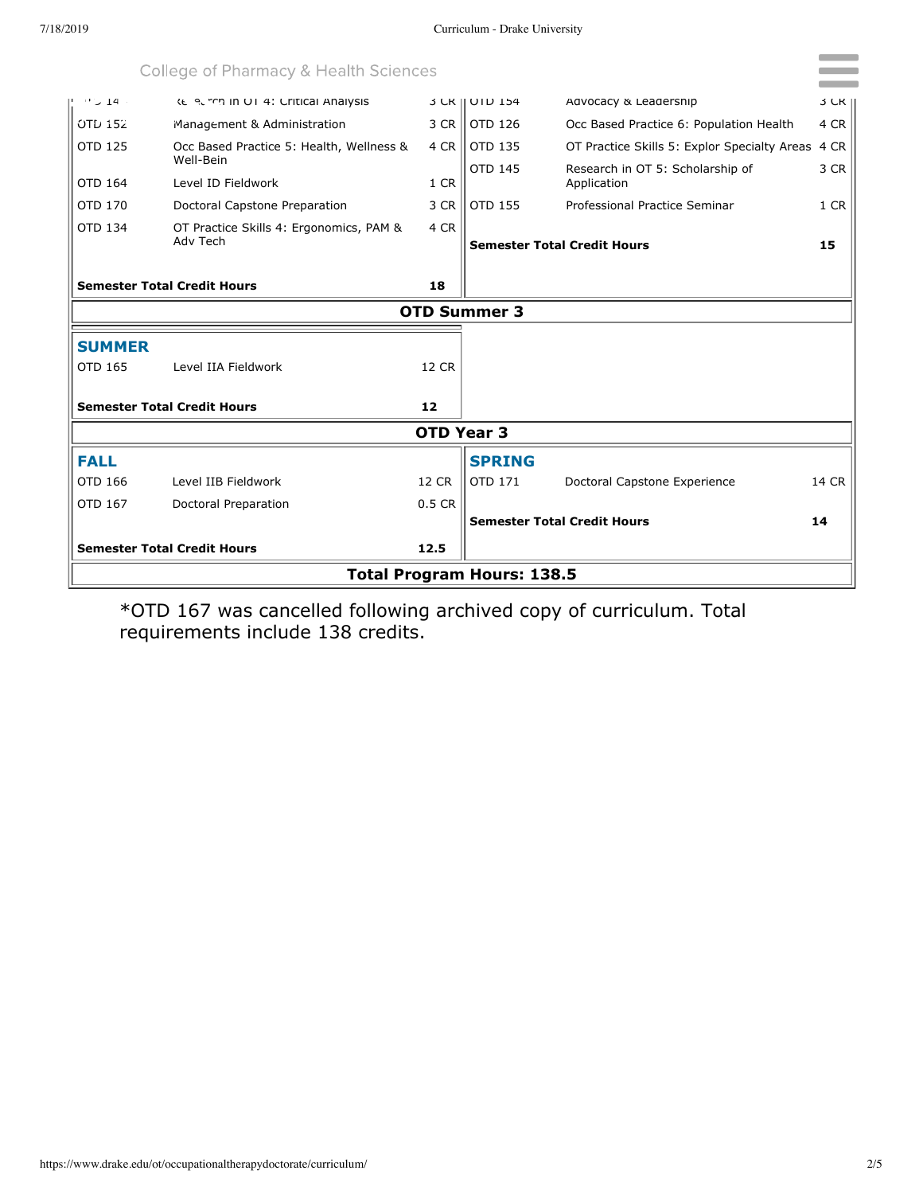College of Pharmacy & Health Sciences

| | | | | | |
|---|---|---|---|---|---|
| OTD 144 | Research in OT 4: Critical Analysis | 3 CR | OTD 154 | Advocacy & Leadership | 3 CR |
| OTD 152 | Management & Administration | 3 CR | OTD 126 | Occ Based Practice 6: Population Health | 4 CR |
| OTD 125 | Occ Based Practice 5: Health, Wellness & Well-Bein | 4 CR | OTD 135 | OT Practice Skills 5: Explor Specialty Areas | 4 CR |
| OTD 164 | Level ID Fieldwork | 1 CR | OTD 145 | Research in OT 5: Scholarship of Application | 3 CR |
| OTD 170 | Doctoral Capstone Preparation | 3 CR | OTD 155 | Professional Practice Seminar | 1 CR |
| OTD 134 | OT Practice Skills 4: Ergonomics, PAM & Adv Tech | 4 CR | **Semester Total Credit Hours** | | **15** |
| **Semester Total Credit Hours** | | **18** | | | |

## OTD Summer 3

| | | |
|---|---|---|
| **SUMMER** | | |
| OTD 165 | Level IIA Fieldwork | 12 CR |
| **Semester Total Credit Hours** | | **12** |

## OTD Year 3

| | | | | | |
|---|---|---|---|---|---|
| **FALL** | | | **SPRING** | | |
| OTD 166 | Level IIB Fieldwork | 12 CR | OTD 171 | Doctoral Capstone Experience | 14 CR |
| OTD 167 | Doctoral Preparation | 0.5 CR | **Semester Total Credit Hours** | | **14** |
| **Semester Total Credit Hours** | | **12.5** | | | |

**Total Program Hours: 138.5**

*OTD 167 was cancelled following archived copy of curriculum. Total requirements include 138 credits.